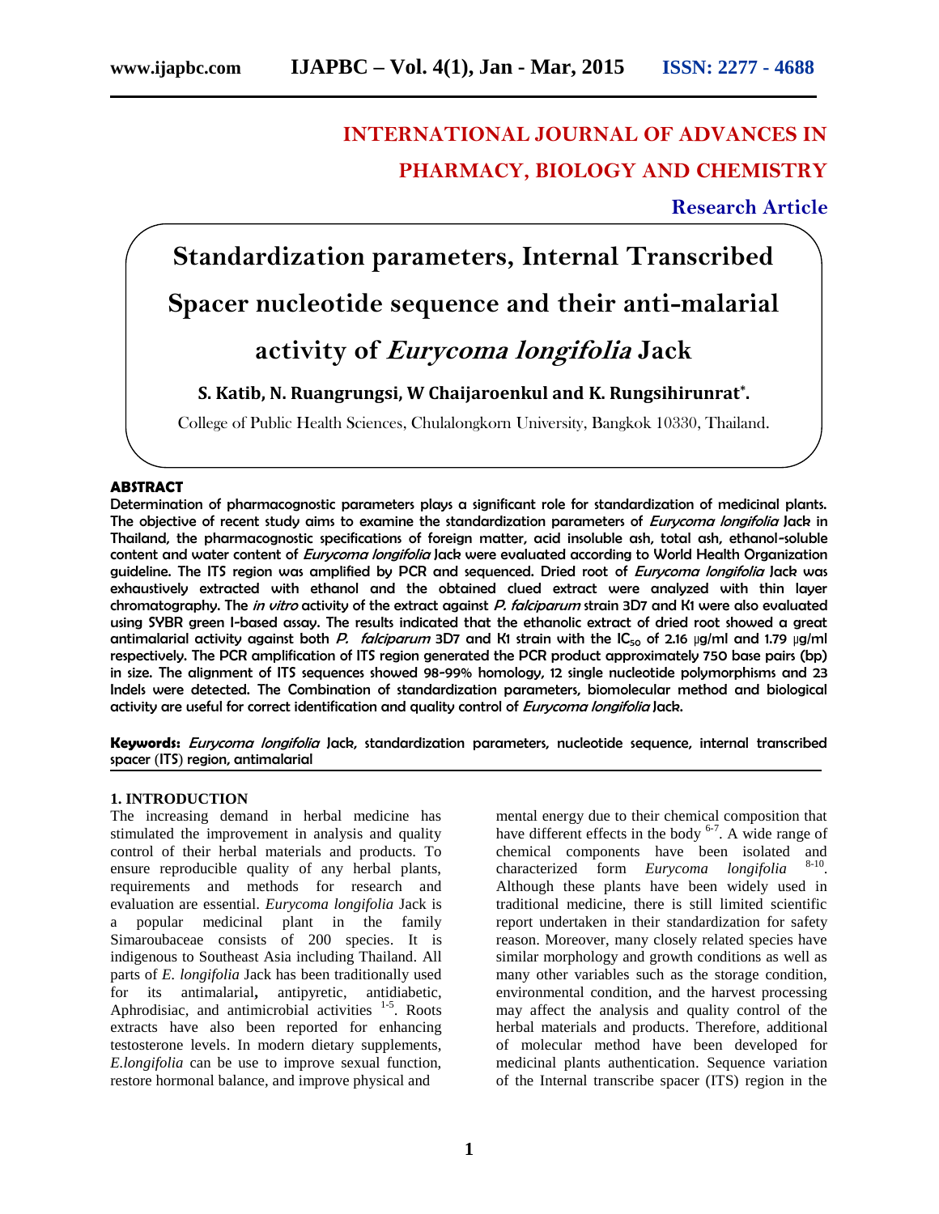# INTERNATIONAL JOURNAL OF ADVANCES IN PHARMACY, BIOLOGY AND CHEMISTRY

**Research Article**

# Standardization parameters, Internal Transcribed Spacer nucleotide sequence and their anti-malarial activity of *Eurycoma longifolia* Jack

**S. Katib, N. Ruangrungsi, W Chaijaroenkul and K. Rungsihirunrat*.**

College of Public Health Sciences, Chulalongkorn University, Bangkok 10330, Thailand.

## ABSTRACT

Determination of pharmacognostic parameters plays a significant role for standardization of medicinal plants. The objective of recent study aims to examine the standardization parameters of *Eurycoma longifolia* Jack in Thailand, the pharmacognostic specifications of foreign matter, acid insoluble ash, total ash, ethanol-soluble content and water content of *Eurycoma longifolia* Jack were evaluated according to World Health Organization guideline. The ITS region was amplified by PCR and sequenced. Dried root of *Eurycoma longifolia* Jack was exhaustively extracted with ethanol and the obtained clued extract were analyzed with thin layer chromatography. The *in vitro* activity of the extract against *P. falciparum* strain 3D7 and K1 were also evaluated using SYBR green I-based assay. The results indicated that the ethanolic extract of dried root showed a great antimalarial activity against both *P. falciparum* 3D7 and K1 strain with the $IC_{50}$ of 2.16 μg/ml and 1.79 μg/ml respectively. The PCR amplification of ITS region generated the PCR product approximately 750 base pairs (bp) in size. The alignment of ITS sequences showed 98-99% homology, 12 single nucleotide polymorphisms and 23 Indels were detected. The Combination of standardization parameters, biomolecular method and biological activity are useful for correct identification and quality control of *Eurycoma longifolia* Jack.

**Keywords:** *Eurycoma longifolia* Jack, standardization parameters, nucleotide sequence, internal transcribed spacer (ITS) region, antimalarial

## 1. INTRODUCTION

The increasing demand in herbal medicine has stimulated the improvement in analysis and quality control of their herbal materials and products. To ensure reproducible quality of any herbal plants, requirements and methods for research and evaluation are essential. *Eurycoma longifolia* Jack is a popular medicinal plant in the family Simaroubaceae consists of 200 species. It is indigenous to Southeast Asia including Thailand. All parts of *E. longifolia* Jack has been traditionally used for its antimalarial**,** antipyretic, antidiabetic, Aphrodisiac, and antimicrobial activities [1-5]. Roots extracts have also been reported for enhancing testosterone levels. In modern dietary supplements, *E.longifolia* can be use to improve sexual function, restore hormonal balance, and improve physical and mental energy due to their chemical composition that have different effects in the body [6-7]. A wide range of chemical components have been isolated and characterized form *Eurycoma longifolia* [8-10]. Although these plants have been widely used in traditional medicine, there is still limited scientific report undertaken in their standardization for safety reason. Moreover, many closely related species have similar morphology and growth conditions as well as many other variables such as the storage condition, environmental condition, and the harvest processing may affect the analysis and quality control of the herbal materials and products. Therefore, additional of molecular method have been developed for medicinal plants authentication. Sequence variation of the Internal transcribe spacer (ITS) region in the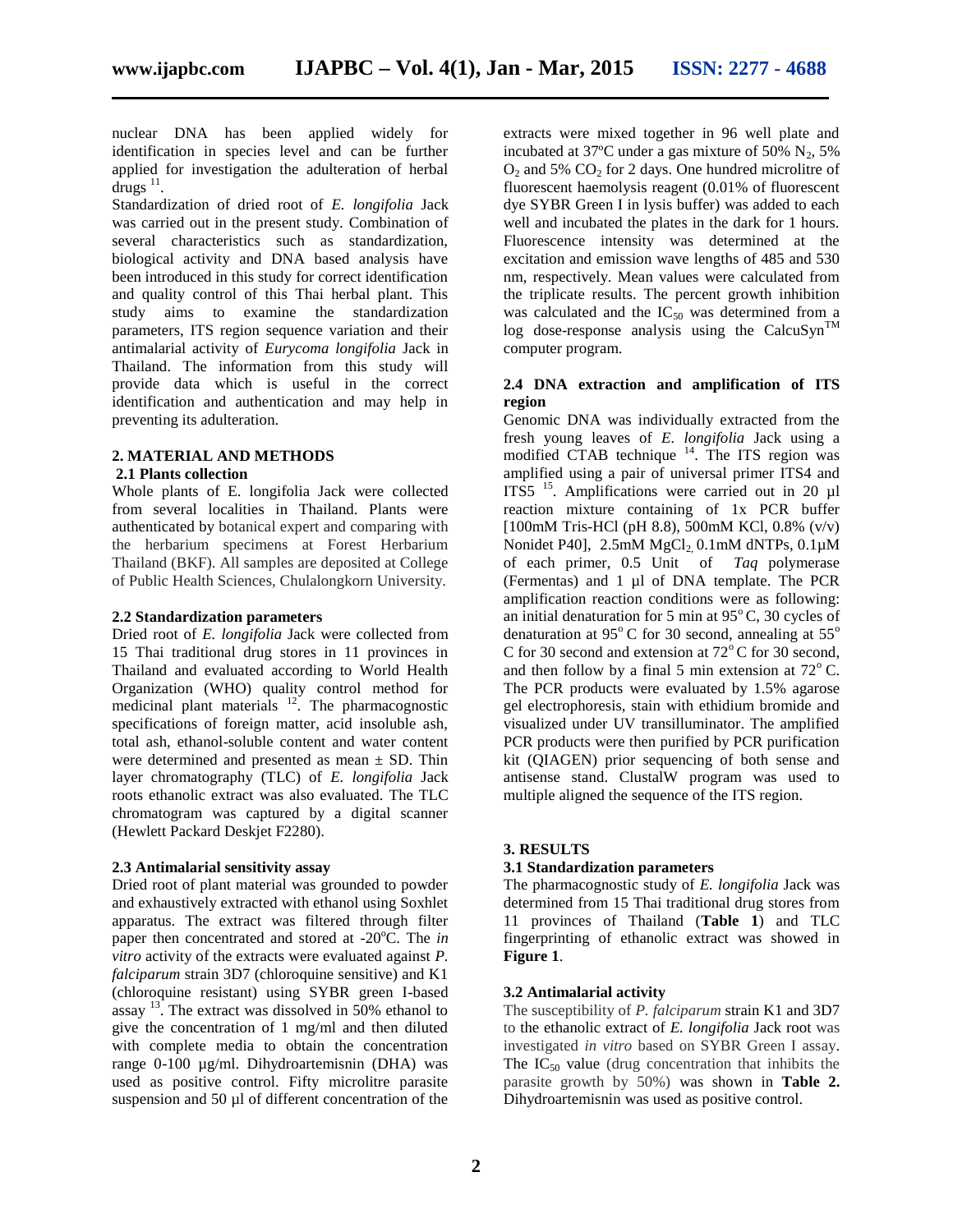nuclear DNA has been applied widely for identification in species level and can be further applied for investigation the adulteration of herbal drugs [11].

Standardization of dried root of *E. longifolia* Jack was carried out in the present study. Combination of several characteristics such as standardization, biological activity and DNA based analysis have been introduced in this study for correct identification and quality control of this Thai herbal plant. This study aims to examine the standardization parameters, ITS region sequence variation and their antimalarial activity of *Eurycoma longifolia* Jack in Thailand. The information from this study will provide data which is useful in the correct identification and authentication and may help in preventing its adulteration.

## 2. MATERIAL AND METHODS

### 2.1 Plants collection

Whole plants of E. longifolia Jack were collected from several localities in Thailand. Plants were authenticated by botanical expert and comparing with the herbarium specimens at Forest Herbarium Thailand (BKF). All samples are deposited at College of Public Health Sciences, Chulalongkorn University.

### 2.2 Standardization parameters

Dried root of *E. longifolia* Jack were collected from 15 Thai traditional drug stores in 11 provinces in Thailand and evaluated according to World Health Organization (WHO) quality control method for medicinal plant materials [12]. The pharmacognostic specifications of foreign matter, acid insoluble ash, total ash, ethanol-soluble content and water content were determined and presented as mean ± SD. Thin layer chromatography (TLC) of *E. longifolia* Jack roots ethanolic extract was also evaluated. The TLC chromatogram was captured by a digital scanner (Hewlett Packard Deskjet F2280).

### 2.3 Antimalarial sensitivity assay

Dried root of plant material was grounded to powder and exhaustively extracted with ethanol using Soxhlet apparatus. The extract was filtered through filter paper then concentrated and stored at -20°C. The *in vitro* activity of the extracts were evaluated against *P. falciparum* strain 3D7 (chloroquine sensitive) and K1 (chloroquine resistant) using SYBR green I-based assay [13]. The extract was dissolved in 50% ethanol to give the concentration of 1 mg/ml and then diluted with complete media to obtain the concentration range 0-100 µg/ml. Dihydroartemisnin (DHA) was used as positive control. Fifty microlitre parasite suspension and 50 µl of different concentration of the extracts were mixed together in 96 well plate and incubated at 37ºC under a gas mixture of 50% $N_2$, 5% $O_2$ and 5% $CO_2$ for 2 days. One hundred microlitre of fluorescent haemolysis reagent (0.01% of fluorescent dye SYBR Green I in lysis buffer) was added to each well and incubated the plates in the dark for 1 hours. Fluorescence intensity was determined at the excitation and emission wave lengths of 485 and 530 nm, respectively. Mean values were calculated from the triplicate results. The percent growth inhibition was calculated and the $IC_{50}$ was determined from a log dose-response analysis using the CalcuSyn™ computer program.

### 2.4 DNA extraction and amplification of ITS region

Genomic DNA was individually extracted from the fresh young leaves of *E. longifolia* Jack using a modified CTAB technique [14]. The ITS region was amplified using a pair of universal primer ITS4 and ITS5 [15]. Amplifications were carried out in 20 µl reaction mixture containing of 1x PCR buffer [100mM Tris-HCl (pH 8.8), 500mM KCl, 0.8% (v/v) Nonidet P40], 2.5mM $MgCl_2$, 0.1mM dNTPs, 0.1µM of each primer, 0.5 Unit of *Taq* polymerase (Fermentas) and 1 µl of DNA template. The PCR amplification reaction conditions were as following: an initial denaturation for 5 min at 95°C, 30 cycles of denaturation at 95°C for 30 second, annealing at 55°C for 30 second and extension at 72°C for 30 second, and then follow by a final 5 min extension at 72°C. The PCR products were evaluated by 1.5% agarose gel electrophoresis, stain with ethidium bromide and visualized under UV transilluminator. The amplified PCR products were then purified by PCR purification kit (QIAGEN) prior sequencing of both sense and antisense stand. ClustalW program was used to multiple aligned the sequence of the ITS region.

## 3. RESULTS

### 3.1 Standardization parameters

The pharmacognostic study of *E. longifolia* Jack was determined from 15 Thai traditional drug stores from 11 provinces of Thailand (**Table 1**) and TLC fingerprinting of ethanolic extract was showed in **Figure 1**.

### 3.2 Antimalarial activity

The susceptibility of *P. falciparum* strain K1 and 3D7 to the ethanolic extract of *E. longifolia* Jack root was investigated *in vitro* based on SYBR Green I assay. The $IC_{50}$ value (drug concentration that inhibits the parasite growth by 50%) was shown in **Table 2.** Dihydroartemisnin was used as positive control.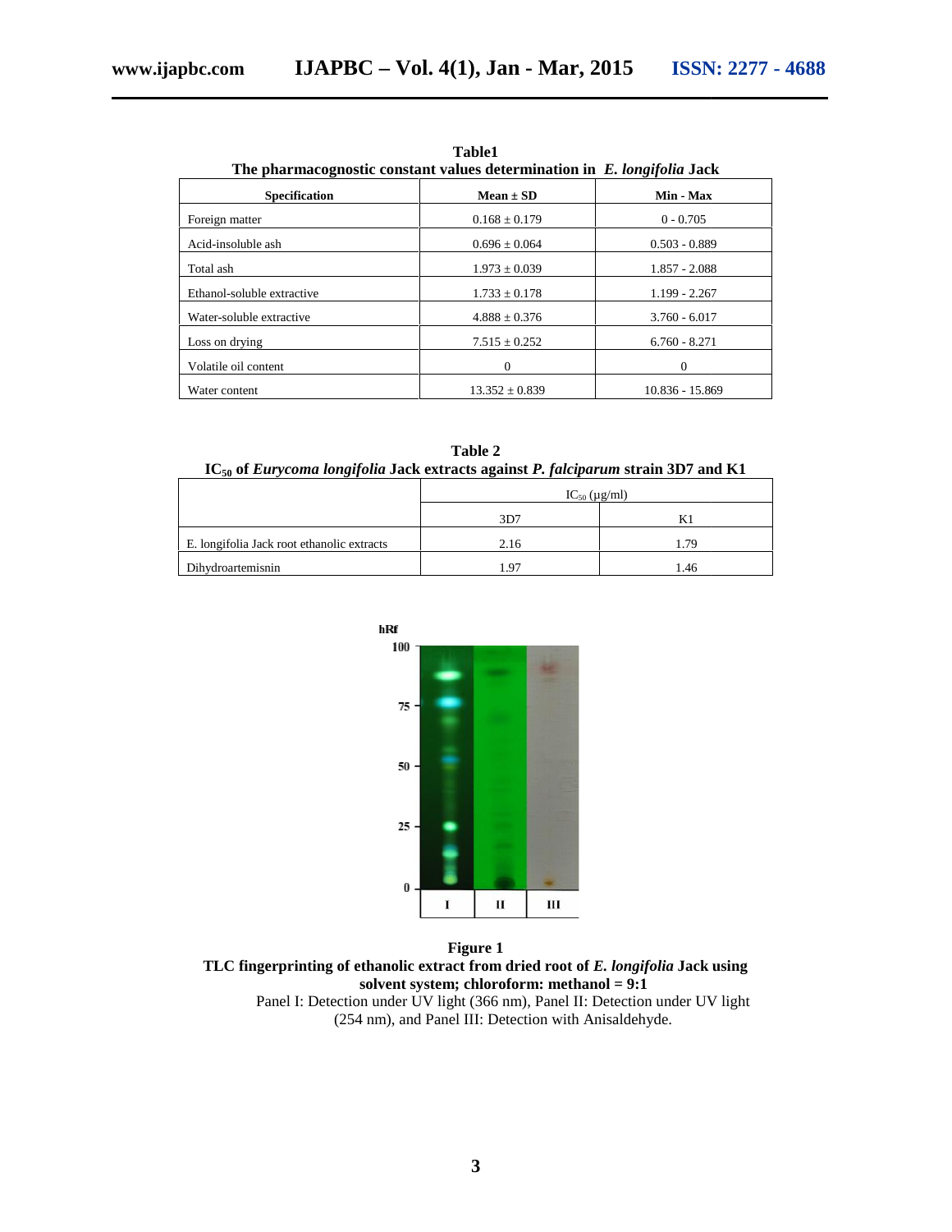**Table1**
**The pharmacognostic constant values determination in *E. longifolia* Jack**

| Specification | Mean ± SD | Min - Max |
|---|---|---|
| Foreign matter | 0.168 ± 0.179 | 0 - 0.705 |
| Acid-insoluble ash | 0.696 ± 0.064 | 0.503 - 0.889 |
| Total ash | 1.973 ± 0.039 | 1.857 - 2.088 |
| Ethanol-soluble extractive | 1.733 ± 0.178 | 1.199 - 2.267 |
| Water-soluble extractive | 4.888 ± 0.376 | 3.760 - 6.017 |
| Loss on drying | 7.515 ± 0.252 | 6.760 - 8.271 |
| Volatile oil content | 0 | 0 |
| Water content | 13.352 ± 0.839 | 10.836 - 15.869 |

**Table 2**
**$IC_{50}$ of *Eurycoma longifolia* Jack extracts against *P. falciparum* strain 3D7 and K1**

| | $IC_{50}$ (µg/ml) | |
|---|---|---|
| | 3D7 | K1 |
| E. longifolia Jack root ethanolic extracts | 2.16 | 1.79 |
| Dihydroartemisnin | 1.97 | 1.46 |

**Figure 1**
**TLC fingerprinting of ethanolic extract from dried root of *E. longifolia* Jack using solvent system; chloroform: methanol = 9:1**
Panel I: Detection under UV light (366 nm), Panel II: Detection under UV light (254 nm), and Panel III: Detection with Anisaldehyde.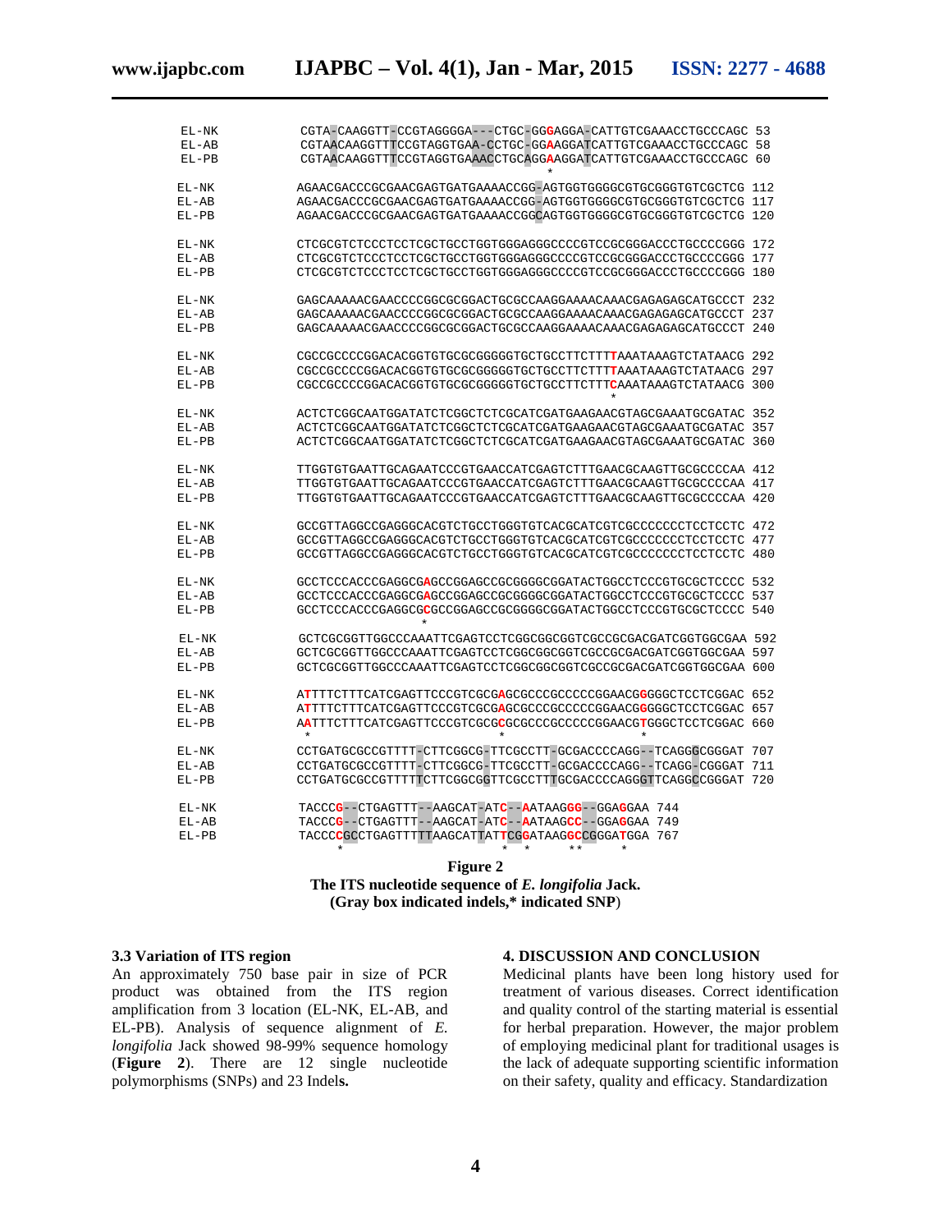```
EL-NK    CGTA-CAAGGTT-CCGTAGGGGA---CTGC-GGGAGGA-CATTGTCGAAACCTGCCCAGC 53
EL-AB    CGTAACAAGGTTTCCGTAGGTGAA-CCTGC-GGAAGGATCATTGTCGAAACCTGCCCAGC 58
EL-PB    CGTAACAAGGTTTCCGTAGGTGAAACCTGCAGGAAGGATCATTGTCGAAACCTGCCCAGC 60
                                         *

EL-NK    AGAACGACCCGCGAACGAGTGATGAAAACCGG-AGTGGTGGGGCGTGCGGGTGTCGCTCG 112
EL-AB    AGAACGACCCGCGAACGAGTGATGAAAACCGG-AGTGGTGGGGCGTGCGGGTGTCGCTCG 117
EL-PB    AGAACGACCCGCGAACGAGTGATGAAAACCGGCAGTGGTGGGGCGTGCGGGTGTCGCTCG 120

EL-NK    CTCGCGTCTCCCTCCTCGCTGCCTGGTGGGAGGGCCCCGTCCGCGGGACCCTGCCCCGGG 172
EL-AB    CTCGCGTCTCCCTCCTCGCTGCCTGGTGGGAGGGCCCCGTCCGCGGGACCCTGCCCCGGG 177
EL-PB    CTCGCGTCTCCCTCCTCGCTGCCTGGTGGGAGGGCCCCGTCCGCGGGACCCTGCCCCGGG 180

EL-NK    GAGCAAAAACGAACCCCGGCGCGGACTGCGCCAAGGAAAACAAACGAGAGAGCATGCCCT 232
EL-AB    GAGCAAAAACGAACCCCGGCGCGGACTGCGCCAAGGAAAACAAACGAGAGAGCATGCCCT 237
EL-PB    GAGCAAAAACGAACCCCGGCGCGGACTGCGCCAAGGAAAACAAACGAGAGAGCATGCCCT 240

EL-NK    CGCCGCCCCGGACACGGTGTGCGCGGGGGTGCTGCCTTCTTTTAAATAAAGTCTATAACG 292
EL-AB    CGCCGCCCCGGACACGGTGTGCGCGGGGGTGCTGCCTTCTTTTAAATAAAGTCTATAACG 297
EL-PB    CGCCGCCCCGGACACGGTGTGCGCGGGGGTGCTGCCTTCTTTCAAATAAAGTCTATAACG 300
                                                   *

EL-NK    ACTCTCGGCAATGGATATCTCGGCTCTCGCATCGATGAAGAACGTAGCGAAATGCGATAC 352
EL-AB    ACTCTCGGCAATGGATATCTCGGCTCTCGCATCGATGAAGAACGTAGCGAAATGCGATAC 357
EL-PB    ACTCTCGGCAATGGATATCTCGGCTCTCGCATCGATGAAGAACGTAGCGAAATGCGATAC 360

EL-NK    TTGGTGTGAATTGCAGAATCCCGTGAACCATCGAGTCTTTGAACGCAAGTTGCGCCCCAA 412
EL-AB    TTGGTGTGAATTGCAGAATCCCGTGAACCATCGAGTCTTTGAACGCAAGTTGCGCCCCAA 417
EL-PB    TTGGTGTGAATTGCAGAATCCCGTGAACCATCGAGTCTTTGAACGCAAGTTGCGCCCCAA 420

EL-NK    GCCGTTAGGCCGAGGGCACGTCTGCCTGGGTGTCACGCATCGTCGCCCCCCCTCCTCCTC 472
EL-AB    GCCGTTAGGCCGAGGGCACGTCTGCCTGGGTGTCACGCATCGTCGCCCCCCCTCCTCCTC 477
EL-PB    GCCGTTAGGCCGAGGGCACGTCTGCCTGGGTGTCACGCATCGTCGCCCCCCCTCCTCCTC 480

EL-NK    GCCTCCCACCCGAGGCGAGCCGGAGCCGCGGGGCGGATACTGGCCTCCCGTGCGCTCCCC 532
EL-AB    GCCTCCCACCCGAGGCGAGCCGGAGCCGCGGGGCGGATACTGGCCTCCCGTGCGCTCCCC 537
EL-PB    GCCTCCCACCCGAGGCGCGCCGGAGCCGCGGGGCGGATACTGGCCTCCCGTGCGCTCCCC 540
                          *

EL-NK    GCTCGCGGTTGGCCCAAATTCGAGTCCTCGGCGGCGGTCGCCGCGACGATCGGTGGCGAA 592
EL-AB    GCTCGCGGTTGGCCCAAATTCGAGTCCTCGGCGGCGGTCGCCGCGACGATCGGTGGCGAA 597
EL-PB    GCTCGCGGTTGGCCCAAATTCGAGTCCTCGGCGGCGGTCGCCGCGACGATCGGTGGCGAA 600

EL-NK    ATTTTCTTTCATCGAGTTCCCGTCGCGAGCGCCCGCCCCCGGAACGGGGGCTCCTCGGAC 652
EL-AB    ATTTTCTTTCATCGAGTTCCCGTCGCGAGCGCCCGCCCCCGGAACGGGGGCTCCTCGGAC 657
EL-PB    AATTTCTTTCATCGAGTTCCCGTCGCGCGCGCCCGCCCCCGGAACGTGGGCTCCTCGGAC 660
          *                         *                  *

EL-NK    CCTGATGCGCCGTTTT-CTTCGGCG-TTCGCCTT-GCGACCCCAGG--TCAGGGCGGGAT 707
EL-AB    CCTGATGCGCCGTTTT-CTTCGGCG-TTCGCCTT-GCGACCCCAGG--TCAGG-CGGGAT 711
EL-PB    CCTGATGCGCCGTTTTTCTTCGGCGGTTCGCCTTTGCGACCCCAGGGTTCAGGCCGGGAT 720

EL-NK    TACCCG--CTGAGTTT--AAGCAT-ATC--AATAAGGG--GGAGGAA 744
EL-AB    TACCCG--CTGAGTTT--AAGCAT-ATC--AATAAGCC--GGAGGAA 749
EL-PB    TACCCCGCCTGAGTTTTTAAGCATTATTCGGATAAGGCCGGGATGGA 767
              *                   *  *      **      *
```

**Figure 2**
**The ITS nucleotide sequence of *E. longifolia* Jack.**
**(Gray box indicated indels,* indicated SNP)**

### 3.3 Variation of ITS region

An approximately 750 base pair in size of PCR product was obtained from the ITS region amplification from 3 location (EL-NK, EL-AB, and EL-PB). Analysis of sequence alignment of *E. longifolia* Jack showed 98-99% sequence homology (**Figure 2**). There are 12 single nucleotide polymorphisms (SNPs) and 23 Indel**s.**

## 4. DISCUSSION AND CONCLUSION

Medicinal plants have been long history used for treatment of various diseases. Correct identification and quality control of the starting material is essential for herbal preparation. However, the major problem of employing medicinal plant for traditional usages is the lack of adequate supporting scientific information on their safety, quality and efficacy. Standardization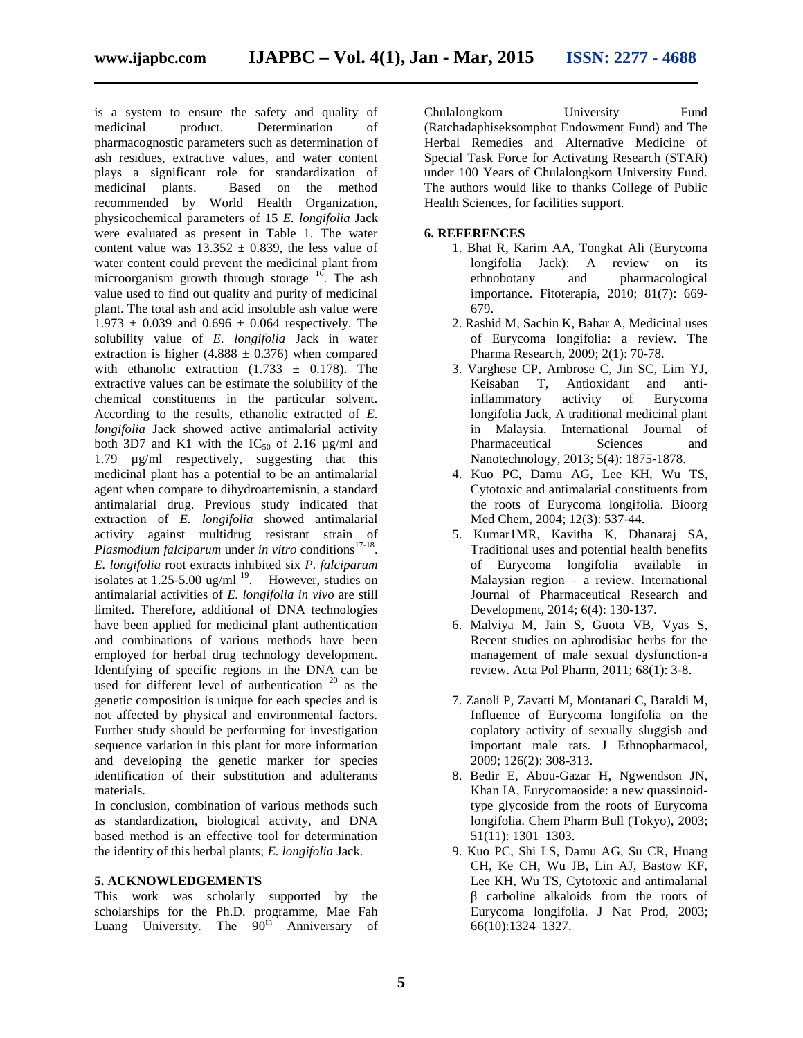is a system to ensure the safety and quality of medicinal product. Determination of pharmacognostic parameters such as determination of ash residues, extractive values, and water content plays a significant role for standardization of medicinal plants. Based on the method recommended by World Health Organization, physicochemical parameters of 15 *E. longifolia* Jack were evaluated as present in Table 1. The water content value was $13.352 \pm 0.839$, the less value of water content could prevent the medicinal plant from microorganism growth through storage [16]. The ash value used to find out quality and purity of medicinal plant. The total ash and acid insoluble ash value were $1.973 \pm 0.039$ and $0.696 \pm 0.064$ respectively. The solubility value of *E. longifolia* Jack in water extraction is higher ($4.888 \pm 0.376$) when compared with ethanolic extraction ($1.733 \pm 0.178$). The extractive values can be estimate the solubility of the chemical constituents in the particular solvent. According to the results, ethanolic extracted of *E. longifolia* Jack showed active antimalarial activity both 3D7 and K1 with the $IC_{50}$ of 2.16 µg/ml and 1.79 µg/ml respectively, suggesting that this medicinal plant has a potential to be an antimalarial agent when compare to dihydroartemisnin, a standard antimalarial drug. Previous study indicated that extraction of *E. longifolia* showed antimalarial activity against multidrug resistant strain of *Plasmodium falciparum* under *in vitro* conditions[17-18]. *E. longifolia* root extracts inhibited six *P. falciparum* isolates at 1.25-5.00 ug/ml [19]. However, studies on antimalarial activities of *E. longifolia in vivo* are still limited. Therefore, additional of DNA technologies have been applied for medicinal plant authentication and combinations of various methods have been employed for herbal drug technology development. Identifying of specific regions in the DNA can be used for different level of authentication [20] as the genetic composition is unique for each species and is not affected by physical and environmental factors. Further study should be performing for investigation sequence variation in this plant for more information and developing the genetic marker for species identification of their substitution and adulterants materials.

In conclusion, combination of various methods such as standardization, biological activity, and DNA based method is an effective tool for determination the identity of this herbal plants; *E. longifolia* Jack.

## 5. ACKNOWLEDGEMENTS

This work was scholarly supported by the scholarships for the Ph.D. programme, Mae Fah Luang University. The 90th Anniversary of Chulalongkorn University Fund (Ratchadaphiseksomphot Endowment Fund) and The Herbal Remedies and Alternative Medicine of Special Task Force for Activating Research (STAR) under 100 Years of Chulalongkorn University Fund. The authors would like to thanks College of Public Health Sciences, for facilities support.

## 6. REFERENCES

1. Bhat R, Karim AA, Tongkat Ali (Eurycoma longifolia Jack): A review on its ethnobotany and pharmacological importance. Fitoterapia, 2010; 81(7): 669-679.
2. Rashid M, Sachin K, Bahar A, Medicinal uses of Eurycoma longifolia: a review. The Pharma Research, 2009; 2(1): 70-78.
3. Varghese CP, Ambrose C, Jin SC, Lim YJ, Keisaban T, Antioxidant and anti-inflammatory activity of Eurycoma longifolia Jack, A traditional medicinal plant in Malaysia. International Journal of Pharmaceutical Sciences and Nanotechnology, 2013; 5(4): 1875-1878.
4. Kuo PC, Damu AG, Lee KH, Wu TS, Cytotoxic and antimalarial constituents from the roots of Eurycoma longifolia. Bioorg Med Chem, 2004; 12(3): 537-44.
5. Kumar1MR, Kavitha K, Dhanaraj SA, Traditional uses and potential health benefits of Eurycoma longifolia available in Malaysian region – a review. International Journal of Pharmaceutical Research and Development, 2014; 6(4): 130-137.
6. Malviya M, Jain S, Guota VB, Vyas S, Recent studies on aphrodisiac herbs for the management of male sexual dysfunction-a review. Acta Pol Pharm, 2011; 68(1): 3-8.
7. Zanoli P, Zavatti M, Montanari C, Baraldi M, Influence of Eurycoma longifolia on the coplatory activity of sexually sluggish and important male rats. J Ethnopharmacol, 2009; 126(2): 308-313.
8. Bedir E, Abou-Gazar H, Ngwendson JN, Khan IA, Eurycomaoside: a new quassinoid-type glycoside from the roots of Eurycoma longifolia. Chem Pharm Bull (Tokyo), 2003; 51(11): 1301–1303.
9. Kuo PC, Shi LS, Damu AG, Su CR, Huang CH, Ke CH, Wu JB, Lin AJ, Bastow KF, Lee KH, Wu TS, Cytotoxic and antimalarial β carboline alkaloids from the roots of Eurycoma longifolia. J Nat Prod, 2003; 66(10):1324–1327.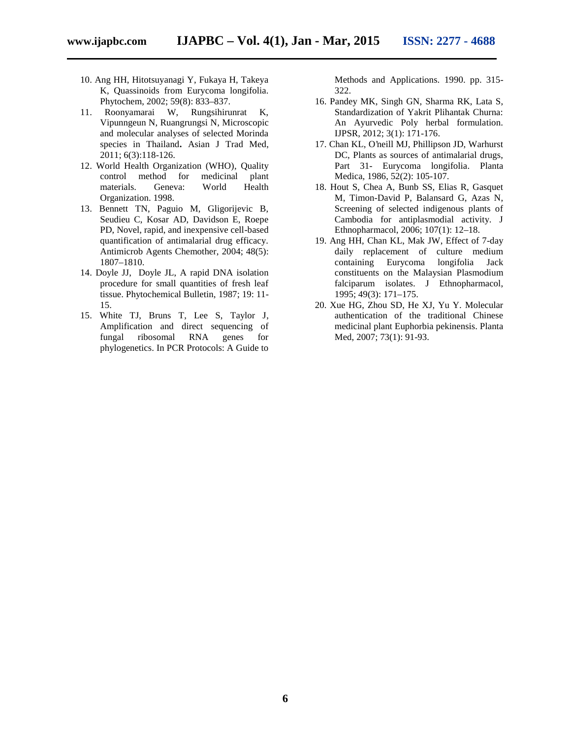10. Ang HH, Hitotsuyanagi Y, Fukaya H, Takeya K, Quassinoids from Eurycoma longifolia. Phytochem, 2002; 59(8): 833–837.
11. Roonyamarai W, Rungsihirunrat K, Vipunngeun N, Ruangrungsi N, Microscopic and molecular analyses of selected Morinda species in Thailand**.** Asian J Trad Med, 2011; 6(3):118-126.
12. World Health Organization (WHO), Quality control method for medicinal plant materials. Geneva: World Health Organization. 1998.
13. Bennett TN, Paguio M, Gligorijevic B, Seudieu C, Kosar AD, Davidson E, Roepe PD, Novel, rapid, and inexpensive cell-based quantification of antimalarial drug efficacy. Antimicrob Agents Chemother, 2004; 48(5): 1807–1810.
14. Doyle JJ, Doyle JL, A rapid DNA isolation procedure for small quantities of fresh leaf tissue. Phytochemical Bulletin, 1987; 19: 11-15.
15. White TJ, Bruns T, Lee S, Taylor J, Amplification and direct sequencing of fungal ribosomal RNA genes for phylogenetics. In PCR Protocols: A Guide to Methods and Applications. 1990. pp. 315-322.
16. Pandey MK, Singh GN, Sharma RK, Lata S, Standardization of Yakrit Plihantak Churna: An Ayurvedic Poly herbal formulation. IJPSR, 2012; 3(1): 171-176.
17. Chan KL, O'neill MJ, Phillipson JD, Warhurst DC, Plants as sources of antimalarial drugs, Part 31- Eurycoma longifolia. Planta Medica, 1986, 52(2): 105-107.
18. Hout S, Chea A, Bunb SS, Elias R, Gasquet M, Timon-David P, Balansard G, Azas N, Screening of selected indigenous plants of Cambodia for antiplasmodial activity. J Ethnopharmacol, 2006; 107(1): 12–18.
19. Ang HH, Chan KL, Mak JW, Effect of 7-day daily replacement of culture medium containing Eurycoma longifolia Jack constituents on the Malaysian Plasmodium falciparum isolates. J Ethnopharmacol, 1995; 49(3): 171–175.
20. Xue HG, Zhou SD, He XJ, Yu Y. Molecular authentication of the traditional Chinese medicinal plant Euphorbia pekinensis. Planta Med, 2007; 73(1): 91-93.